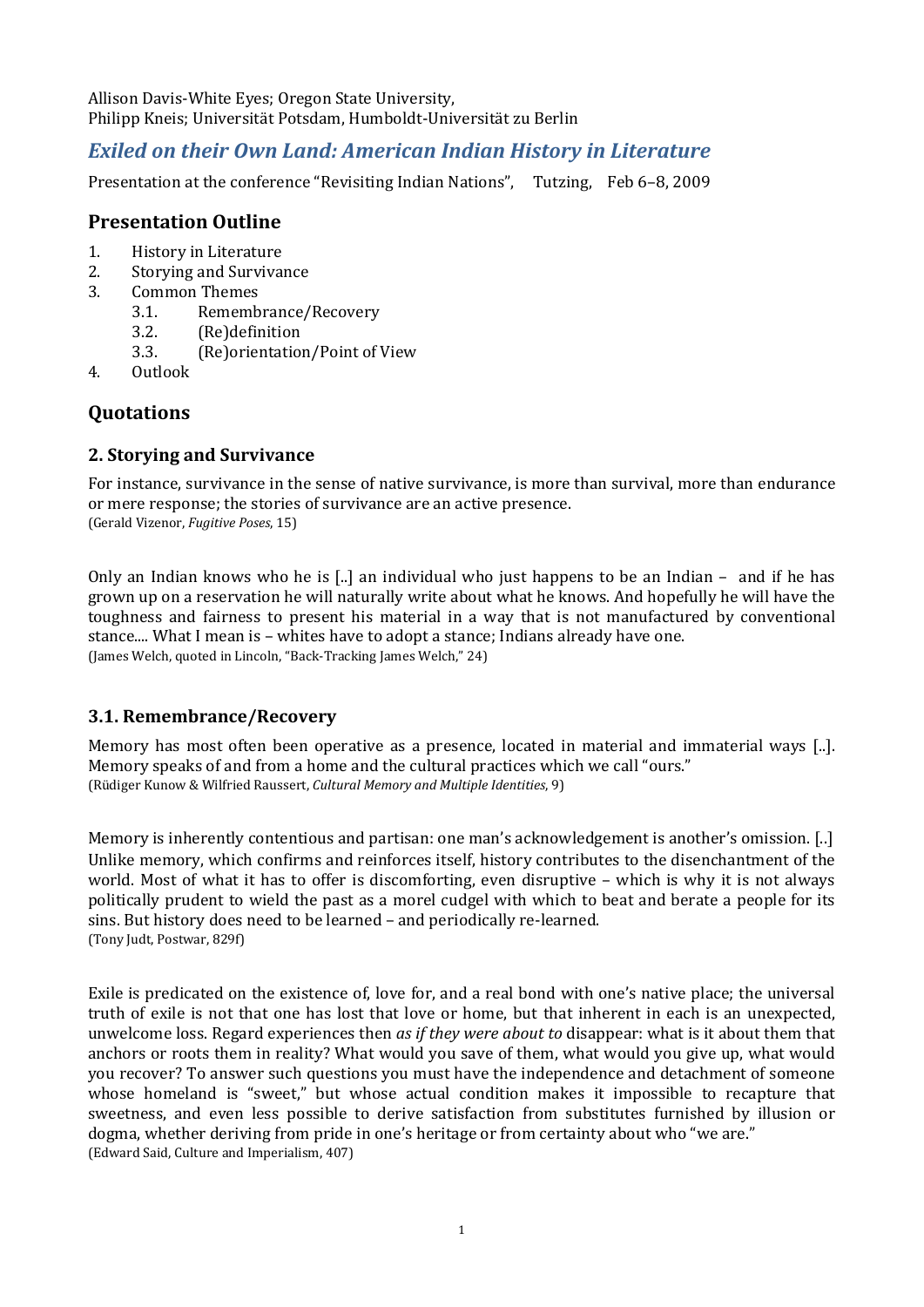Allison Davis-White Eyes; Oregon State University,
Philipp Kneis; Universität Potsdam, Humboldt-Universität zu Berlin

# *Exiled on their Own Land: American Indian History in Literature*

Presentation at the conference "Revisiting Indian Nations", Tutzing, Feb 6–8, 2009

## Presentation Outline

1. History in Literature
2. Storying and Survivance
3. Common Themes
   - 3.1. Remembrance/Recovery
   - 3.2. (Re)definition
   - 3.3. (Re)orientation/Point of View
4. Outlook

## Quotations

### 2. Storying and Survivance

For instance, survivance in the sense of native survivance, is more than survival, more than endurance or mere response; the stories of survivance are an active presence.
(Gerald Vizenor, *Fugitive Poses*, 15)

Only an Indian knows who he is [..] an individual who just happens to be an Indian – and if he has grown up on a reservation he will naturally write about what he knows. And hopefully he will have the toughness and fairness to present his material in a way that is not manufactured by conventional stance.... What I mean is – whites have to adopt a stance; Indians already have one.
(James Welch, quoted in Lincoln, "Back-Tracking James Welch," 24)

### 3.1. Remembrance/Recovery

Memory has most often been operative as a presence, located in material and immaterial ways [..]. Memory speaks of and from a home and the cultural practices which we call "ours."
(Rüdiger Kunow & Wilfried Raussert, *Cultural Memory and Multiple Identities*, 9)

Memory is inherently contentious and partisan: one man's acknowledgement is another's omission. [..] Unlike memory, which confirms and reinforces itself, history contributes to the disenchantment of the world. Most of what it has to offer is discomforting, even disruptive – which is why it is not always politically prudent to wield the past as a morel cudgel with which to beat and berate a people for its sins. But history does need to be learned – and periodically re-learned.
(Tony Judt, Postwar, 829f)

Exile is predicated on the existence of, love for, and a real bond with one's native place; the universal truth of exile is not that one has lost that love or home, but that inherent in each is an unexpected, unwelcome loss. Regard experiences then *as if they were about to* disappear: what is it about them that anchors or roots them in reality? What would you save of them, what would you give up, what would you recover? To answer such questions you must have the independence and detachment of someone whose homeland is "sweet," but whose actual condition makes it impossible to recapture that sweetness, and even less possible to derive satisfaction from substitutes furnished by illusion or dogma, whether deriving from pride in one's heritage or from certainty about who "we are."
(Edward Said, Culture and Imperialism, 407)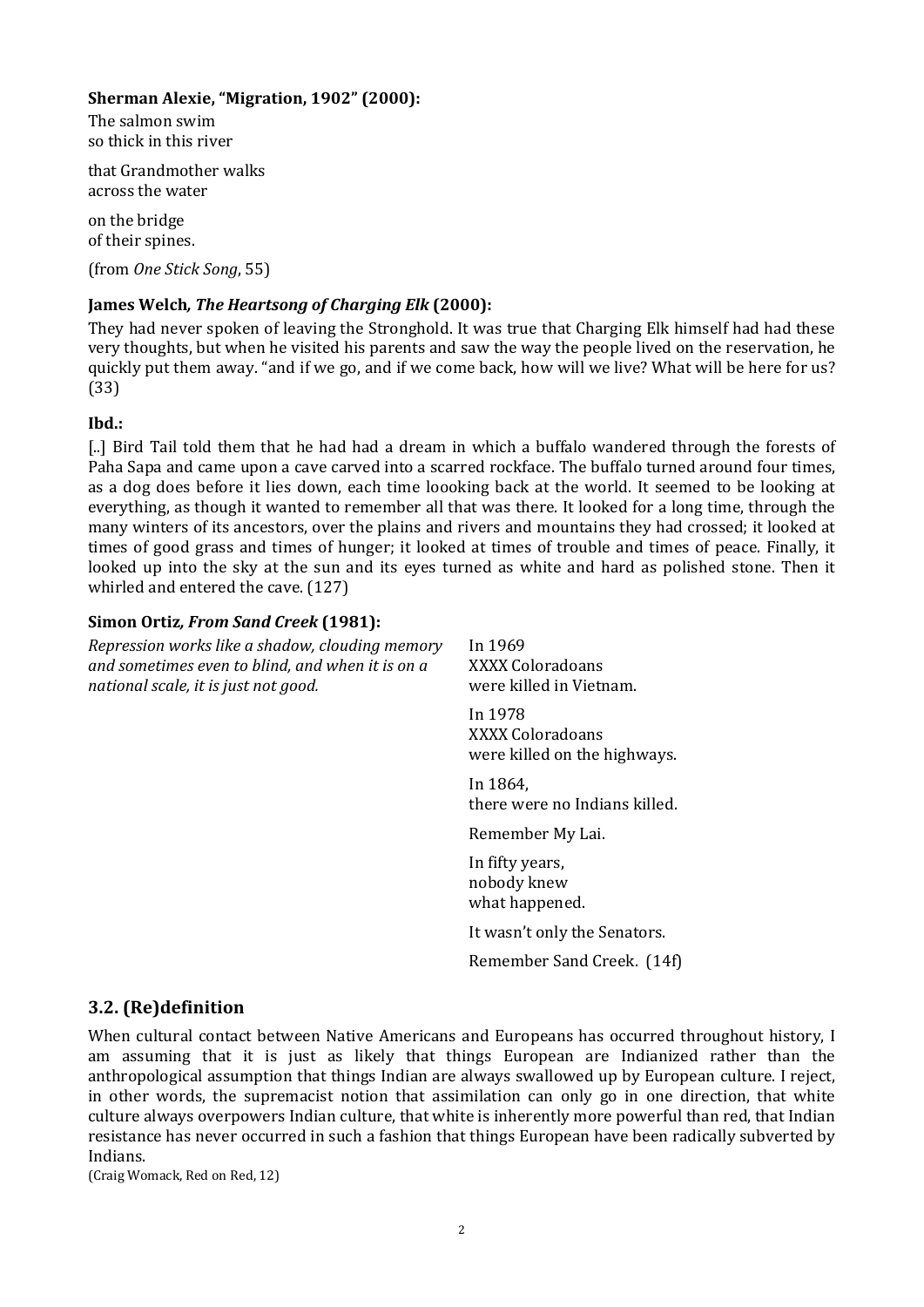**Sherman Alexie, "Migration, 1902" (2000):**

The salmon swim
so thick in this river

that Grandmother walks
across the water

on the bridge
of their spines.

(from *One Stick Song*, 55)

**James Welch, *The Heartsong of Charging Elk* (2000):**

They had never spoken of leaving the Stronghold. It was true that Charging Elk himself had had these very thoughts, but when he visited his parents and saw the way the people lived on the reservation, he quickly put them away. "and if we go, and if we come back, how will we live? What will be here for us? (33)

**Ibd.:**

[..] Bird Tail told them that he had had a dream in which a buffalo wandered through the forests of Paha Sapa and came upon a cave carved into a scarred rockface. The buffalo turned around four times, as a dog does before it lies down, each time loooking back at the world. It seemed to be looking at everything, as though it wanted to remember all that was there. It looked for a long time, through the many winters of its ancestors, over the plains and rivers and mountains they had crossed; it looked at times of good grass and times of hunger; it looked at times of trouble and times of peace. Finally, it looked up into the sky at the sun and its eyes turned as white and hard as polished stone. Then it whirled and entered the cave. (127)

**Simon Ortiz, *From Sand Creek* (1981):**

*Repression works like a shadow, clouding memory and sometimes even to blind, and when it is on a national scale, it is just not good.*

In 1969
XXXX Coloradoans
were killed in Vietnam.

In 1978
XXXX Coloradoans
were killed on the highways.

In 1864,
there were no Indians killed.

Remember My Lai.

In fifty years,
nobody knew
what happened.

It wasn't only the Senators.

Remember Sand Creek. (14f)

## 3.2. (Re)definition

When cultural contact between Native Americans and Europeans has occurred throughout history, I am assuming that it is just as likely that things European are Indianized rather than the anthropological assumption that things Indian are always swallowed up by European culture. I reject, in other words, the supremacist notion that assimilation can only go in one direction, that white culture always overpowers Indian culture, that white is inherently more powerful than red, that Indian resistance has never occurred in such a fashion that things European have been radically subverted by Indians.
(Craig Womack, Red on Red, 12)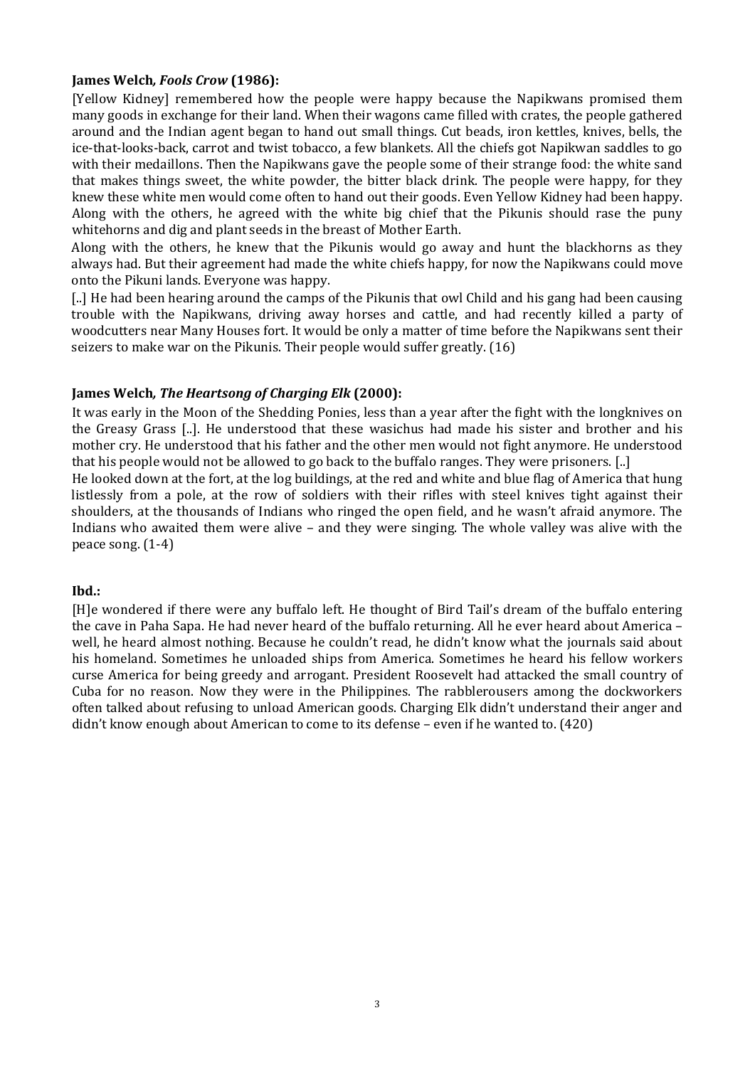**James Welch, *Fools Crow* (1986):**

[Yellow Kidney] remembered how the people were happy because the Napikwans promised them many goods in exchange for their land. When their wagons came filled with crates, the people gathered around and the Indian agent began to hand out small things. Cut beads, iron kettles, knives, bells, the ice-that-looks-back, carrot and twist tobacco, a few blankets. All the chiefs got Napikwan saddles to go with their medaillons. Then the Napikwans gave the people some of their strange food: the white sand that makes things sweet, the white powder, the bitter black drink. The people were happy, for they knew these white men would come often to hand out their goods. Even Yellow Kidney had been happy. Along with the others, he agreed with the white big chief that the Pikunis should rase the puny whitehorns and dig and plant seeds in the breast of Mother Earth.

Along with the others, he knew that the Pikunis would go away and hunt the blackhorns as they always had. But their agreement had made the white chiefs happy, for now the Napikwans could move onto the Pikuni lands. Everyone was happy.

[..] He had been hearing around the camps of the Pikunis that owl Child and his gang had been causing trouble with the Napikwans, driving away horses and cattle, and had recently killed a party of woodcutters near Many Houses fort. It would be only a matter of time before the Napikwans sent their seizers to make war on the Pikunis. Their people would suffer greatly. (16)

**James Welch, *The Heartsong of Charging Elk* (2000):**

It was early in the Moon of the Shedding Ponies, less than a year after the fight with the longknives on the Greasy Grass [..]. He understood that these wasichus had made his sister and brother and his mother cry. He understood that his father and the other men would not fight anymore. He understood that his people would not be allowed to go back to the buffalo ranges. They were prisoners. [..]

He looked down at the fort, at the log buildings, at the red and white and blue flag of America that hung listlessly from a pole, at the row of soldiers with their rifles with steel knives tight against their shoulders, at the thousands of Indians who ringed the open field, and he wasn't afraid anymore. The Indians who awaited them were alive – and they were singing. The whole valley was alive with the peace song. (1-4)

**Ibd.:**

[H]e wondered if there were any buffalo left. He thought of Bird Tail's dream of the buffalo entering the cave in Paha Sapa. He had never heard of the buffalo returning. All he ever heard about America – well, he heard almost nothing. Because he couldn't read, he didn't know what the journals said about his homeland. Sometimes he unloaded ships from America. Sometimes he heard his fellow workers curse America for being greedy and arrogant. President Roosevelt had attacked the small country of Cuba for no reason. Now they were in the Philippines. The rabblerousers among the dockworkers often talked about refusing to unload American goods. Charging Elk didn't understand their anger and didn't know enough about American to come to its defense – even if he wanted to. (420)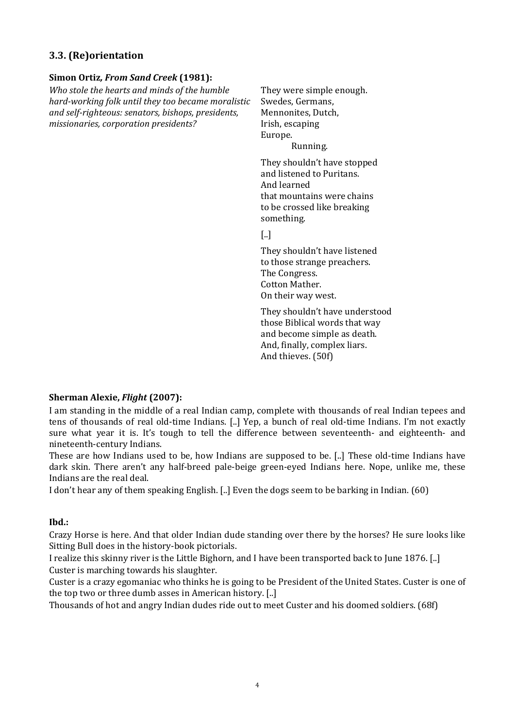## 3.3. (Re)orientation

**Simon Ortiz*, From Sand Creek* (1981):**

*Who stole the hearts and minds of the humble hard-working folk until they too became moralistic and self-righteous: senators, bishops, presidents, missionaries, corporation presidents?*

They were simple enough.  
Swedes, Germans,  
Mennonites, Dutch,  
Irish, escaping  
Europe.  
Running.

They shouldn't have stopped  
and listened to Puritans.  
And learned  
that mountains were chains  
to be crossed like breaking  
something.

[..]

They shouldn't have listened  
to those strange preachers.  
The Congress.  
Cotton Mather.  
On their way west.

They shouldn't have understood  
those Biblical words that way  
and become simple as death.  
And, finally, complex liars.  
And thieves. (50f)

**Sherman Alexie, *Flight* (2007):**

I am standing in the middle of a real Indian camp, complete with thousands of real Indian tepees and tens of thousands of real old-time Indians. [..] Yep, a bunch of real old-time Indians. I'm not exactly sure what year it is. It's tough to tell the difference between seventeenth- and eighteenth- and nineteenth-century Indians.

These are how Indians used to be, how Indians are supposed to be. [..] These old-time Indians have dark skin. There aren't any half-breed pale-beige green-eyed Indians here. Nope, unlike me, these Indians are the real deal.

I don't hear any of them speaking English. [..] Even the dogs seem to be barking in Indian. (60)

**Ibd.:**

Crazy Horse is here. And that older Indian dude standing over there by the horses? He sure looks like Sitting Bull does in the history-book pictorials.

I realize this skinny river is the Little Bighorn, and I have been transported back to June 1876. [..]

Custer is marching towards his slaughter.

Custer is a crazy egomaniac who thinks he is going to be President of the United States. Custer is one of the top two or three dumb asses in American history. [..]

Thousands of hot and angry Indian dudes ride out to meet Custer and his doomed soldiers. (68f)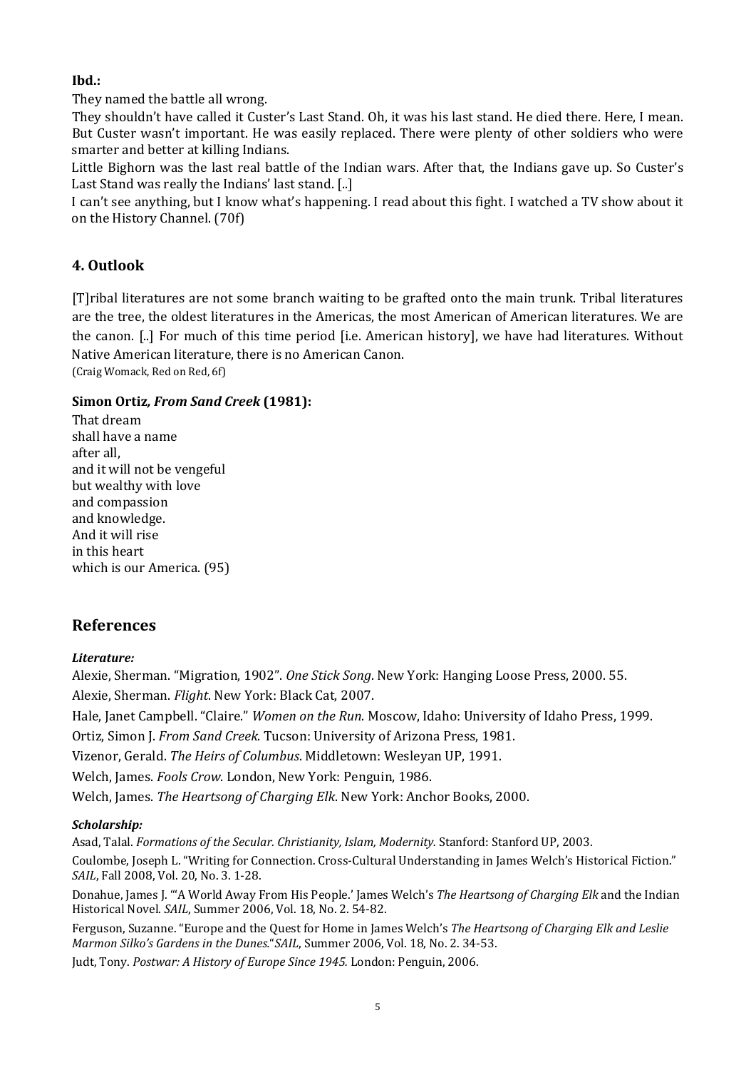**Ibd.:**

They named the battle all wrong.

They shouldn't have called it Custer's Last Stand. Oh, it was his last stand. He died there. Here, I mean. But Custer wasn't important. He was easily replaced. There were plenty of other soldiers who were smarter and better at killing Indians.

Little Bighorn was the last real battle of the Indian wars. After that, the Indians gave up. So Custer's Last Stand was really the Indians' last stand. [..]

I can't see anything, but I know what's happening. I read about this fight. I watched a TV show about it on the History Channel. (70f)

## 4. Outlook

[T]ribal literatures are not some branch waiting to be grafted onto the main trunk. Tribal literatures are the tree, the oldest literatures in the Americas, the most American of American literatures. We are the canon. [..] For much of this time period [i.e. American history], we have had literatures. Without Native American literature, there is no American Canon.
(Craig Womack, Red on Red, 6f)

**Simon Ortiz, *From Sand Creek* (1981):**

That dream
shall have a name
after all,
and it will not be vengeful
but wealthy with love
and compassion
and knowledge.
And it will rise
in this heart
which is our America. (95)

# References

***Literature:***

Alexie, Sherman. "Migration, 1902". *One Stick Song*. New York: Hanging Loose Press, 2000. 55.

Alexie, Sherman. *Flight*. New York: Black Cat, 2007.

Hale, Janet Campbell. "Claire." *Women on the Run*. Moscow, Idaho: University of Idaho Press, 1999.

Ortiz, Simon J. *From Sand Creek*. Tucson: University of Arizona Press, 1981.

Vizenor, Gerald. *The Heirs of Columbus*. Middletown: Wesleyan UP, 1991.

Welch, James. *Fools Crow*. London, New York: Penguin, 1986.

Welch, James. *The Heartsong of Charging Elk*. New York: Anchor Books, 2000.

***Scholarship:***

Asad, Talal. *Formations of the Secular. Christianity, Islam, Modernity.* Stanford: Stanford UP, 2003.

Coulombe, Joseph L. "Writing for Connection. Cross-Cultural Understanding in James Welch's Historical Fiction." *SAIL*, Fall 2008, Vol. 20, No. 3. 1-28.

Donahue, James J. "'A World Away From His People.' James Welch's *The Heartsong of Charging Elk* and the Indian Historical Novel. *SAIL*, Summer 2006, Vol. 18, No. 2. 54-82.

Ferguson, Suzanne. "Europe and the Quest for Home in James Welch's *The Heartsong of Charging Elk and Leslie Marmon Silko's Gardens in the Dunes.*" *SAIL*, Summer 2006, Vol. 18, No. 2. 34-53.

Judt, Tony. *Postwar: A History of Europe Since 1945.* London: Penguin, 2006.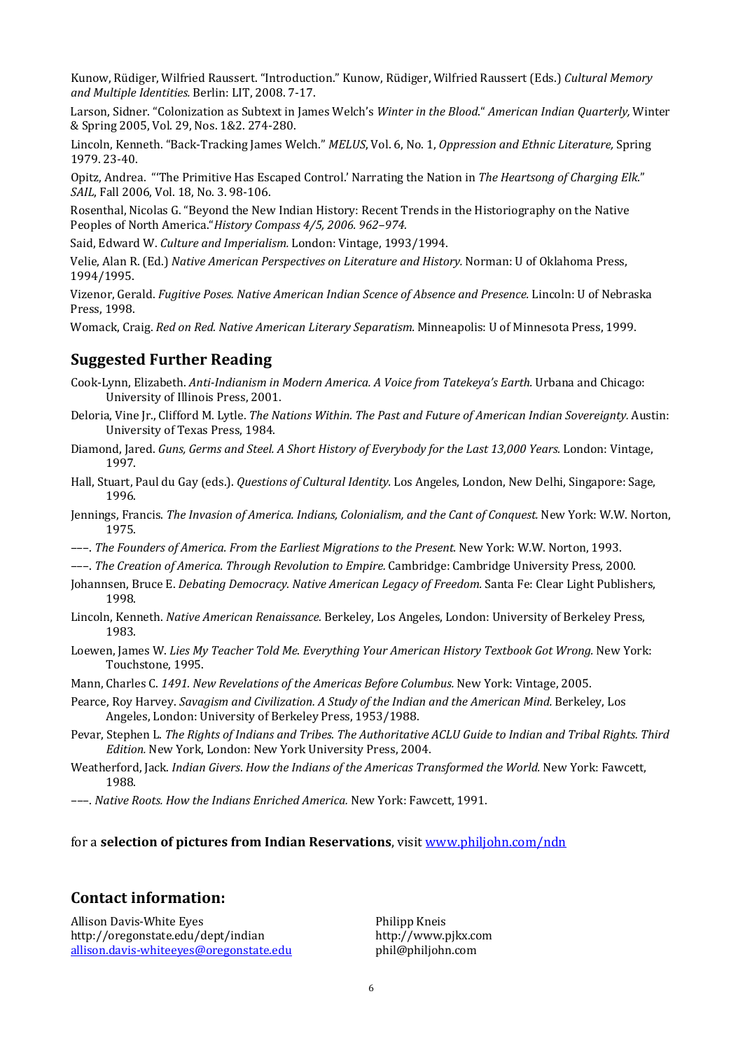Kunow, Rüdiger, Wilfried Raussert. "Introduction." Kunow, Rüdiger, Wilfried Raussert (Eds.) *Cultural Memory and Multiple Identities.* Berlin: LIT, 2008. 7-17.

Larson, Sidner. "Colonization as Subtext in James Welch's *Winter in the Blood*." *American Indian Quarterly,* Winter & Spring 2005, Vol. 29, Nos. 1&2. 274-280.

Lincoln, Kenneth. "Back-Tracking James Welch." *MELUS*, Vol. 6, No. 1, *Oppression and Ethnic Literature,* Spring 1979. 23-40.

Opitz, Andrea. "'The Primitive Has Escaped Control.' Narrating the Nation in *The Heartsong of Charging Elk*." *SAIL*, Fall 2006, Vol. 18, No. 3. 98-106.

Rosenthal, Nicolas G. "Beyond the New Indian History: Recent Trends in the Historiography on the Native Peoples of North America."*History Compass 4/5, 2006. 962–974.*

Said, Edward W. *Culture and Imperialism.* London: Vintage, 1993/1994.

Velie, Alan R. (Ed.) *Native American Perspectives on Literature and History.* Norman: U of Oklahoma Press, 1994/1995.

Vizenor, Gerald. *Fugitive Poses. Native American Indian Scence of Absence and Presence.* Lincoln: U of Nebraska Press, 1998.

Womack, Craig. *Red on Red. Native American Literary Separatism.* Minneapolis: U of Minnesota Press, 1999.

## Suggested Further Reading

Cook-Lynn, Elizabeth. *Anti-Indianism in Modern America. A Voice from Tatekeya's Earth.* Urbana and Chicago: University of Illinois Press, 2001.

Deloria, Vine Jr., Clifford M. Lytle. *The Nations Within. The Past and Future of American Indian Sovereignty.* Austin: University of Texas Press, 1984.

Diamond, Jared. *Guns, Germs and Steel. A Short History of Everybody for the Last 13,000 Years.* London: Vintage, 1997.

Hall, Stuart, Paul du Gay (eds.). *Questions of Cultural Identity.* Los Angeles, London, New Delhi, Singapore: Sage, 1996.

Jennings, Francis. *The Invasion of America. Indians, Colonialism, and the Cant of Conquest.* New York: W.W. Norton, 1975.

–––. *The Founders of America. From the Earliest Migrations to the Present.* New York: W.W. Norton, 1993.

–––. *The Creation of America. Through Revolution to Empire.* Cambridge: Cambridge University Press, 2000.

Johannsen, Bruce E. *Debating Democracy. Native American Legacy of Freedom.* Santa Fe: Clear Light Publishers, 1998.

Lincoln, Kenneth. *Native American Renaissance.* Berkeley, Los Angeles, London: University of Berkeley Press, 1983.

Loewen, James W. *Lies My Teacher Told Me. Everything Your American History Textbook Got Wrong.* New York: Touchstone, 1995.

Mann, Charles C. *1491. New Revelations of the Americas Before Columbus.* New York: Vintage, 2005.

Pearce, Roy Harvey. *Savagism and Civilization. A Study of the Indian and the American Mind.* Berkeley, Los Angeles, London: University of Berkeley Press, 1953/1988.

Pevar, Stephen L. *The Rights of Indians and Tribes. The Authoritative ACLU Guide to Indian and Tribal Rights. Third Edition.* New York, London: New York University Press, 2004.

Weatherford, Jack. *Indian Givers. How the Indians of the Americas Transformed the World.* New York: Fawcett, 1988.

–––. *Native Roots. How the Indians Enriched America.* New York: Fawcett, 1991.

for a **selection of pictures from Indian Reservations**, visit [www.philjohn.com/ndn](http://www.philjohn.com/ndn)

## Contact information:

Allison Davis-White Eyes
http://oregonstate.edu/dept/indian
[allison.davis-whiteeyes@oregonstate.edu](mailto:allison.davis-whiteeyes@oregonstate.edu)

Philipp Kneis
http://www.pjkx.com
phil@philjohn.com